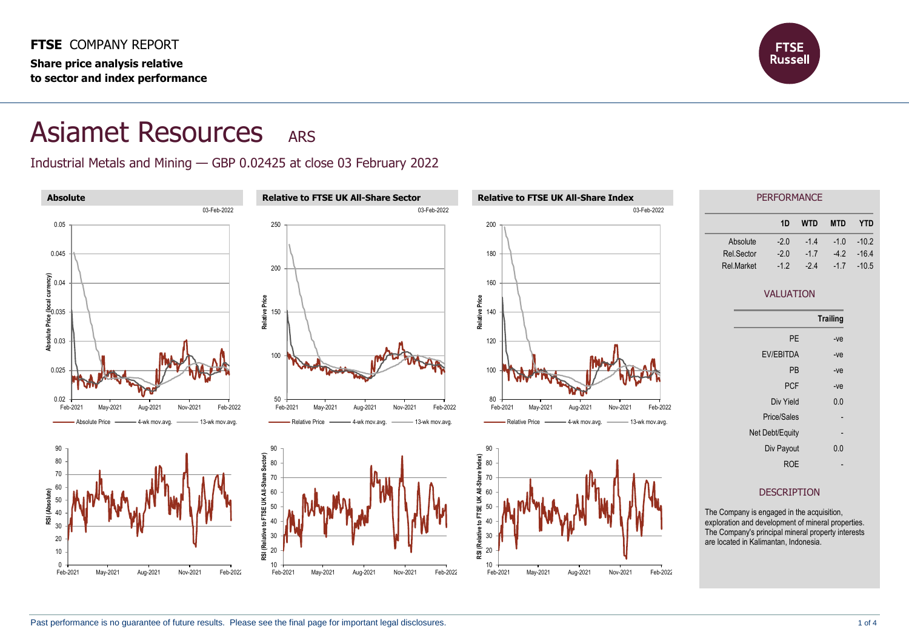**FTSE** COMPANY REPORT

**Share price analysis relative to sector and index performance**

# Asiamet Resources ARS

Industrial Metals and Mining — GBP 0.02425 at close 03 February 2022

### Absolute

03-Feb-2022

Absolute Price — 4-wk mov.avg. — 13-wk mov.avg.

### Relative to FTSE UK All-Share Sector

03-Feb-2022

Relative Price — 4-wk mov.avg. — 13-wk mov.avg.

### Relative to FTSE UK All-Share Index

03-Feb-2022

Relative Price — 4-wk mov.avg. — 13-wk mov.avg.

## PERFORMANCE

| | 1D | WTD | MTD | YTD |
|---|---|---|---|---|
| Absolute | -2.0 | -1.4 | -1.0 | -10.2 |
| Rel.Sector | -2.0 | -1.7 | -4.2 | -16.4 |
| Rel.Market | -1.2 | -2.4 | -1.7 | -10.5 |

## VALUATION

| | Trailing |
|---|---|
| PE | -ve |
| EV/EBITDA | -ve |
| PB | -ve |
| PCF | -ve |
| Div Yield | 0.0 |
| Price/Sales | - |
| Net Debt/Equity | - |
| Div Payout | 0.0 |
| ROE | - |

## DESCRIPTION

The Company is engaged in the acquisition, exploration and development of mineral properties. The Company's principal mineral property interests are located in Kalimantan, Indonesia.

Past performance is no guarantee of future results. Please see the final page for important legal disclosures.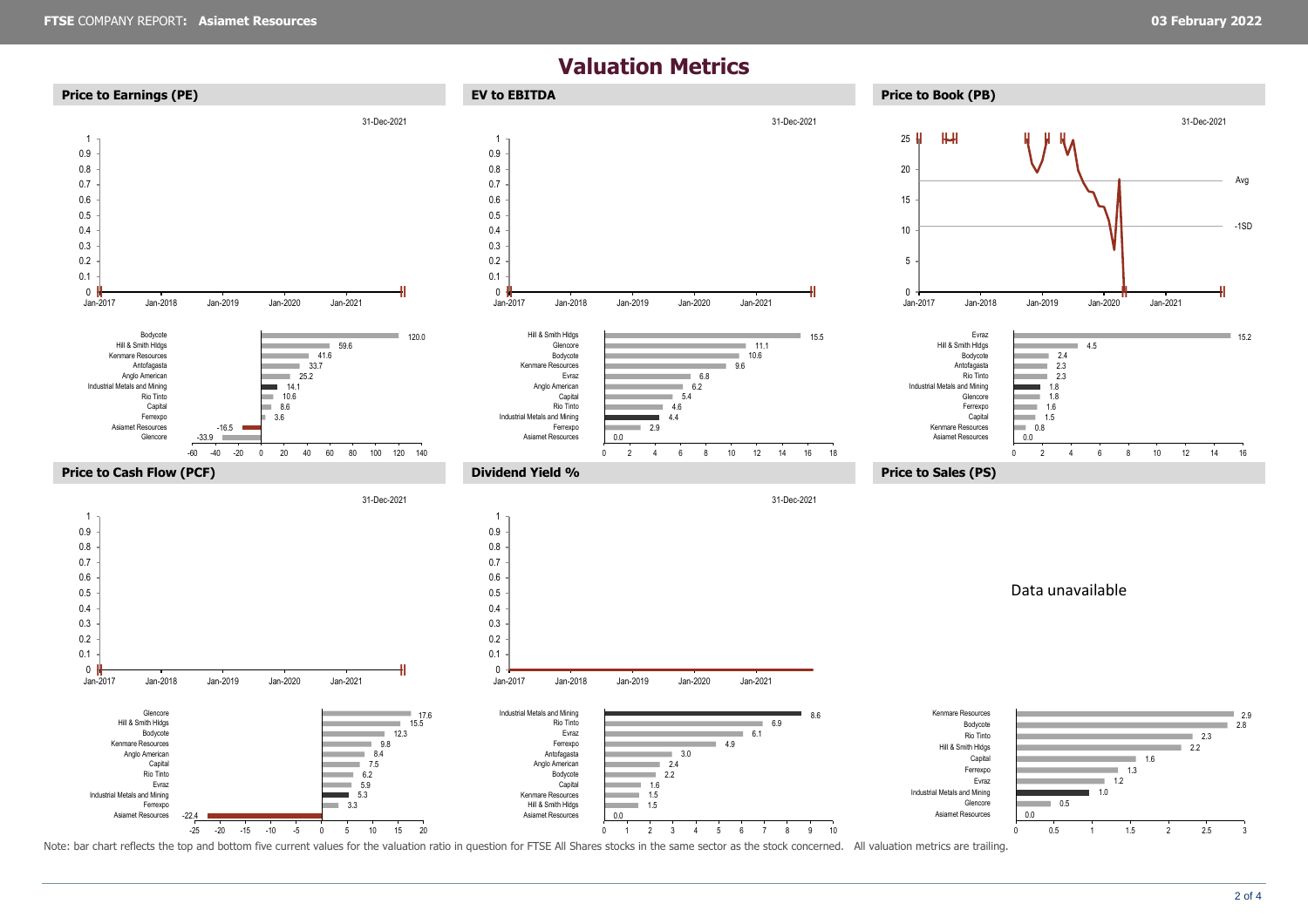# Valuation Metrics

## Price to Earnings (PE)

31-Dec-2021

| Company | PE |
|---|---|
| Bodycote | 120.0 |
| Hill & Smith Hldgs | 59.6 |
| Kenmare Resources | 41.6 |
| Antofagasta | 33.7 |
| Anglo American | 25.2 |
| Industrial Metals and Mining | 14.1 |
| Rio Tinto | 10.6 |
| Capital | 8.6 |
| Ferrexpo | 3.6 |
| Asiamet Resources | -16.5 |
| Glencore | -33.9 |

## EV to EBITDA

31-Dec-2021

| Company | EV to EBITDA |
|---|---|
| Hill & Smith Hldgs | 15.5 |
| Glencore | 11.1 |
| Bodycote | 10.6 |
| Kenmare Resources | 9.6 |
| Evraz | 6.8 |
| Anglo American | 6.2 |
| Capital | 5.4 |
| Rio Tinto | 4.6 |
| Industrial Metals and Mining | 4.4 |
| Ferrexpo | 2.9 |
| Asiamet Resources | 0.0 |

## Price to Book (PB)

31-Dec-2021

Avg

-1SD

| Company | PB |
|---|---|
| Evraz | 15.2 |
| Hill & Smith Hldgs | 4.5 |
| Bodycote | 2.4 |
| Antofagasta | 2.3 |
| Rio Tinto | 2.3 |
| Industrial Metals and Mining | 1.8 |
| Glencore | 1.8 |
| Ferrexpo | 1.6 |
| Capital | 1.5 |
| Kenmare Resources | 0.8 |
| Asiamet Resources | 0.0 |

## Price to Cash Flow (PCF)

31-Dec-2021

| Company | PCF |
|---|---|
| Glencore | 17.6 |
| Hill & Smith Hldgs | 15.5 |
| Bodycote | 12.3 |
| Kenmare Resources | 9.8 |
| Anglo American | 8.4 |
| Capital | 7.5 |
| Rio Tinto | 6.2 |
| Evraz | 5.9 |
| Industrial Metals and Mining | 5.3 |
| Ferrexpo | 3.3 |
| Asiamet Resources | -22.4 |

## Dividend Yield %

31-Dec-2021

| Company | Dividend Yield % |
|---|---|
| Industrial Metals and Mining | 8.6 |
| Rio Tinto | 6.9 |
| Evraz | 6.1 |
| Ferrexpo | 4.9 |
| Antofagasta | 3.0 |
| Anglo American | 2.4 |
| Bodycote | 2.2 |
| Capital | 1.6 |
| Kenmare Resources | 1.5 |
| Hill & Smith Hldgs | 1.5 |
| Asiamet Resources | 0.0 |

## Price to Sales (PS)

Data unavailable

| Company | PS |
|---|---|
| Kenmare Resources | 2.9 |
| Bodycote | 2.8 |
| Rio Tinto | 2.3 |
| Hill & Smith Hldgs | 2.2 |
| Capital | 1.6 |
| Ferrexpo | 1.3 |
| Evraz | 1.2 |
| Industrial Metals and Mining | 1.0 |
| Glencore | 0.5 |
| Asiamet Resources | 0.0 |

Note: bar chart reflects the top and bottom five current values for the valuation ratio in question for FTSE All Shares stocks in the same sector as the stock concerned. All valuation metrics are trailing.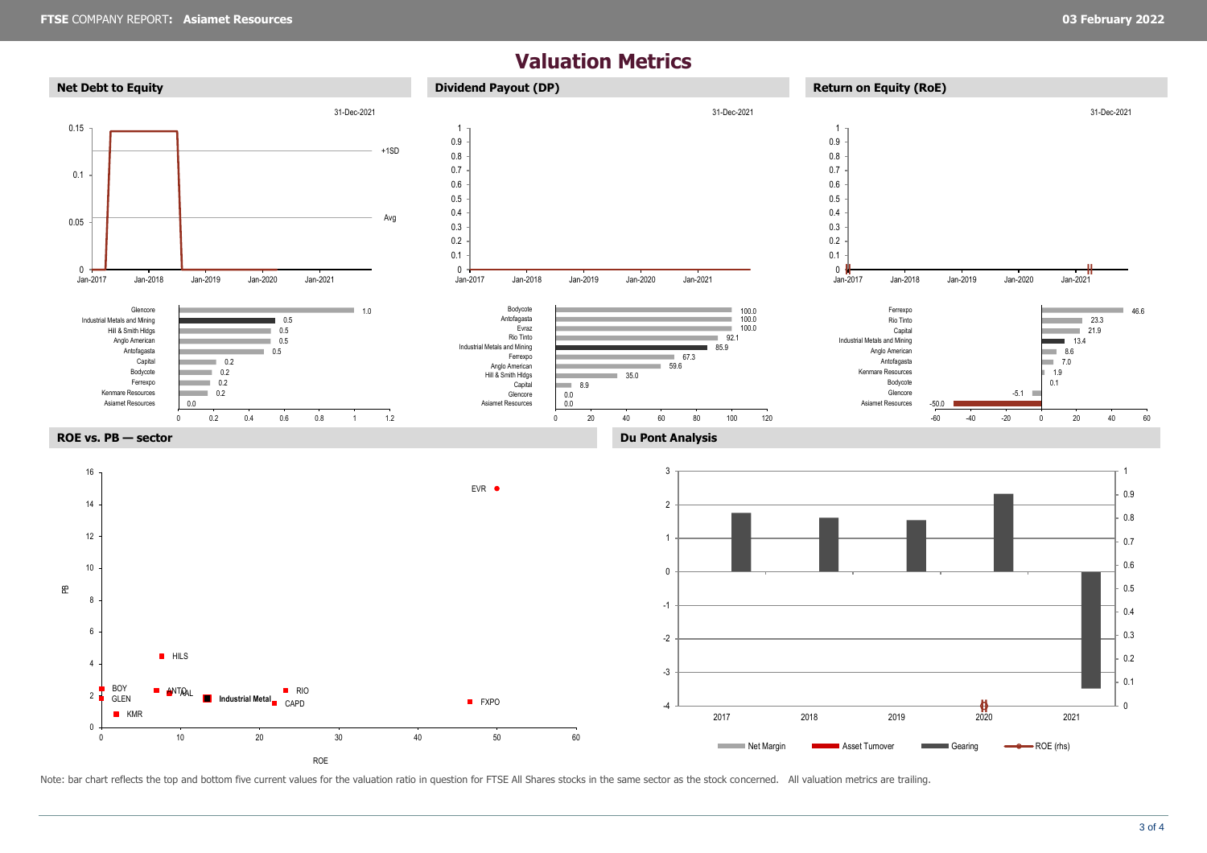# Valuation Metrics

## Net Debt to Equity

31-Dec-2021

| Company | Net Debt to Equity |
|---|---|
| Glencore | 1.0 |
| Industrial Metals and Mining | 0.5 |
| Hill & Smith Hldgs | 0.5 |
| Anglo American | 0.5 |
| Antofagasta | 0.5 |
| Capital | 0.2 |
| Bodycote | 0.2 |
| Ferrexpo | 0.2 |
| Kenmare Resources | 0.2 |
| Asiamet Resources | 0.0 |

## Dividend Payout (DP)

31-Dec-2021

| Company | Dividend Payout |
|---|---|
| Bodycote | 100.0 |
| Antofagasta | 100.0 |
| Evraz | 100.0 |
| Rio Tinto | 92.1 |
| Industrial Metals and Mining | 85.9 |
| Ferrexpo | 67.3 |
| Anglo American | 59.6 |
| Hill & Smith Hldgs | 35.0 |
| Capital | 8.9 |
| Glencore | 0.0 |
| Asiamet Resources | 0.0 |

## Return on Equity (RoE)

31-Dec-2021

| Company | RoE |
|---|---|
| Ferrexpo | 46.6 |
| Rio Tinto | 23.3 |
| Capital | 21.9 |
| Industrial Metals and Mining | 13.4 |
| Anglo American | 8.6 |
| Antofagasta | 7.0 |
| Kenmare Resources | 1.9 |
| Bodycote | 0.1 |
| Glencore | -5.1 |
| Asiamet Resources | -50.0 |

## ROE vs. PB — sector

Labels: EVR, HILS, BOY, GLEN, ANTO, AAL, Industrial Metal, RIO, CAPD, FXPO, KMR

## Du Pont Analysis

Legend: Net Margin, Asset Turnover, Gearing, ROE (rhs)

Note: bar chart reflects the top and bottom five current values for the valuation ratio in question for FTSE All Shares stocks in the same sector as the stock concerned. All valuation metrics are trailing.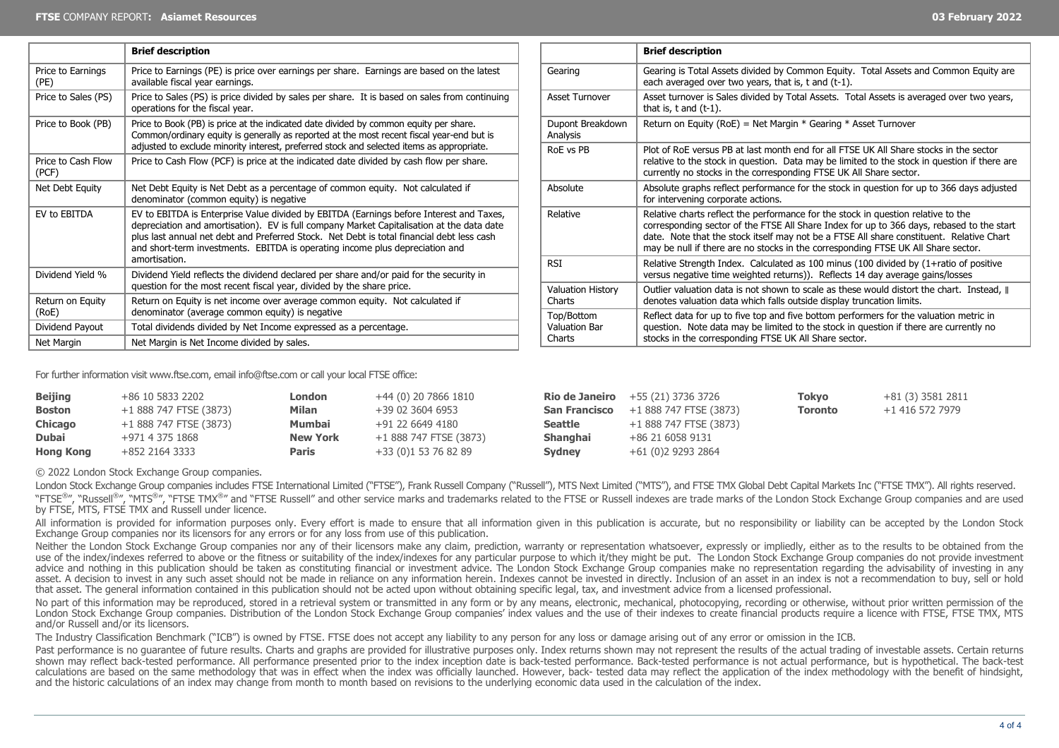| | Brief description |
|---|---|
| Price to Earnings (PE) | Price to Earnings (PE) is price over earnings per share. Earnings are based on the latest available fiscal year earnings. |
| Price to Sales (PS) | Price to Sales (PS) is price divided by sales per share. It is based on sales from continuing operations for the fiscal year. |
| Price to Book (PB) | Price to Book (PB) is price at the indicated date divided by common equity per share. Common/ordinary equity is generally as reported at the most recent fiscal year-end but is adjusted to exclude minority interest, preferred stock and selected items as appropriate. |
| Price to Cash Flow (PCF) | Price to Cash Flow (PCF) is price at the indicated date divided by cash flow per share. |
| Net Debt Equity | Net Debt Equity is Net Debt as a percentage of common equity. Not calculated if denominator (common equity) is negative |
| EV to EBITDA | EV to EBITDA is Enterprise Value divided by EBITDA (Earnings before Interest and Taxes, depreciation and amortisation). EV is full company Market Capitalisation at the data date plus last annual net debt and Preferred Stock. Net Debt is total financial debt less cash and short-term investments. EBITDA is operating income plus depreciation and amortisation. |
| Dividend Yield % | Dividend Yield reflects the dividend declared per share and/or paid for the security in question for the most recent fiscal year, divided by the share price. |
| Return on Equity (RoE) | Return on Equity is net income over average common equity. Not calculated if denominator (average common equity) is negative |
| Dividend Payout | Total dividends divided by Net Income expressed as a percentage. |
| Net Margin | Net Margin is Net Income divided by sales. |

| | Brief description |
|---|---|
| Gearing | Gearing is Total Assets divided by Common Equity. Total Assets and Common Equity are each averaged over two years, that is, t and (t-1). |
| Asset Turnover | Asset turnover is Sales divided by Total Assets. Total Assets is averaged over two years, that is, t and (t-1). |
| Dupont Breakdown Analysis | Return on Equity (RoE) = Net Margin * Gearing * Asset Turnover |
| RoE vs PB | Plot of RoE versus PB at last month end for all FTSE UK All Share stocks in the sector relative to the stock in question. Data may be limited to the stock in question if there are currently no stocks in the corresponding FTSE UK All Share sector. |
| Absolute | Absolute graphs reflect performance for the stock in question for up to 366 days adjusted for intervening corporate actions. |
| Relative | Relative charts reflect the performance for the stock in question relative to the corresponding sector of the FTSE All Share Index for up to 366 days, rebased to the start date. Note that the stock itself may not be a FTSE All share constituent. Relative Chart may be null if there are no stocks in the corresponding FTSE UK All Share sector. |
| RSI | Relative Strength Index. Calculated as 100 minus (100 divided by (1+ratio of positive versus negative time weighted returns)). Reflects 14 day average gains/losses |
| Valuation History Charts | Outlier valuation data is not shown to scale as these would distort the chart. Instead, ‖ denotes valuation data which falls outside display truncation limits. |
| Top/Bottom Valuation Bar Charts | Reflect data for up to five top and five bottom performers for the valuation metric in question. Note data may be limited to the stock in question if there are currently no stocks in the corresponding FTSE UK All Share sector. |

For further information visit www.ftse.com, email info@ftse.com or call your local FTSE office:

| | | | | | | | |
|---|---|---|---|---|---|---|---|
| **Beijing** | +86 10 5833 2202 | **London** | +44 (0) 20 7866 1810 | **Rio de Janeiro** | +55 (21) 3736 3726 | **Tokyo** | +81 (3) 3581 2811 |
| **Boston** | +1 888 747 FTSE (3873) | **Milan** | +39 02 3604 6953 | **San Francisco** | +1 888 747 FTSE (3873) | **Toronto** | +1 416 572 7979 |
| **Chicago** | +1 888 747 FTSE (3873) | **Mumbai** | +91 22 6649 4180 | **Seattle** | +1 888 747 FTSE (3873) | | |
| **Dubai** | +971 4 375 1868 | **New York** | +1 888 747 FTSE (3873) | **Shanghai** | +86 21 6058 9131 | | |
| **Hong Kong** | +852 2164 3333 | **Paris** | +33 (0)1 53 76 82 89 | **Sydney** | +61 (0)2 9293 2864 | | |

© 2022 London Stock Exchange Group companies.

London Stock Exchange Group companies includes FTSE International Limited ("FTSE"), Frank Russell Company ("Russell"), MTS Next Limited ("MTS"), and FTSE TMX Global Debt Capital Markets Inc ("FTSE TMX"). All rights reserved. "FTSE®", "Russell®", "MTS®", "FTSE TMX®" and "FTSE Russell" and other service marks and trademarks related to the FTSE or Russell indexes are trade marks of the London Stock Exchange Group companies and are used by FTSE, MTS, FTSE TMX and Russell under licence.

All information is provided for information purposes only. Every effort is made to ensure that all information given in this publication is accurate, but no responsibility or liability can be accepted by the London Stock Exchange Group companies nor its licensors for any errors or for any loss from use of this publication.

Neither the London Stock Exchange Group companies nor any of their licensors make any claim, prediction, warranty or representation whatsoever, expressly or impliedly, either as to the results to be obtained from the use of the index/indexes referred to above or the fitness or suitability of the index/indexes for any particular purpose to which it/they might be put. The London Stock Exchange Group companies do not provide investment advice and nothing in this publication should be taken as constituting financial or investment advice. The London Stock Exchange Group companies make no representation regarding the advisability of investing in any asset. A decision to invest in any such asset should not be made in reliance on any information herein. Indexes cannot be invested in directly. Inclusion of an asset in an index is not a recommendation to buy, sell or hold that asset. The general information contained in this publication should not be acted upon without obtaining specific legal, tax, and investment advice from a licensed professional.

No part of this information may be reproduced, stored in a retrieval system or transmitted in any form or by any means, electronic, mechanical, photocopying, recording or otherwise, without prior written permission of the London Stock Exchange Group companies. Distribution of the London Stock Exchange Group companies' index values and the use of their indexes to create financial products require a licence with FTSE, FTSE TMX, MTS and/or Russell and/or its licensors.

The Industry Classification Benchmark ("ICB") is owned by FTSE. FTSE does not accept any liability to any person for any loss or damage arising out of any error or omission in the ICB.

Past performance is no guarantee of future results. Charts and graphs are provided for illustrative purposes only. Index returns shown may not represent the results of the actual trading of investable assets. Certain returns shown may reflect back-tested performance. All performance presented prior to the index inception date is back-tested performance. Back-tested performance is not actual performance, but is hypothetical. The back-test calculations are based on the same methodology that was in effect when the index was officially launched. However, back- tested data may reflect the application of the index methodology with the benefit of hindsight, and the historic calculations of an index may change from month to month based on revisions to the underlying economic data used in the calculation of the index.